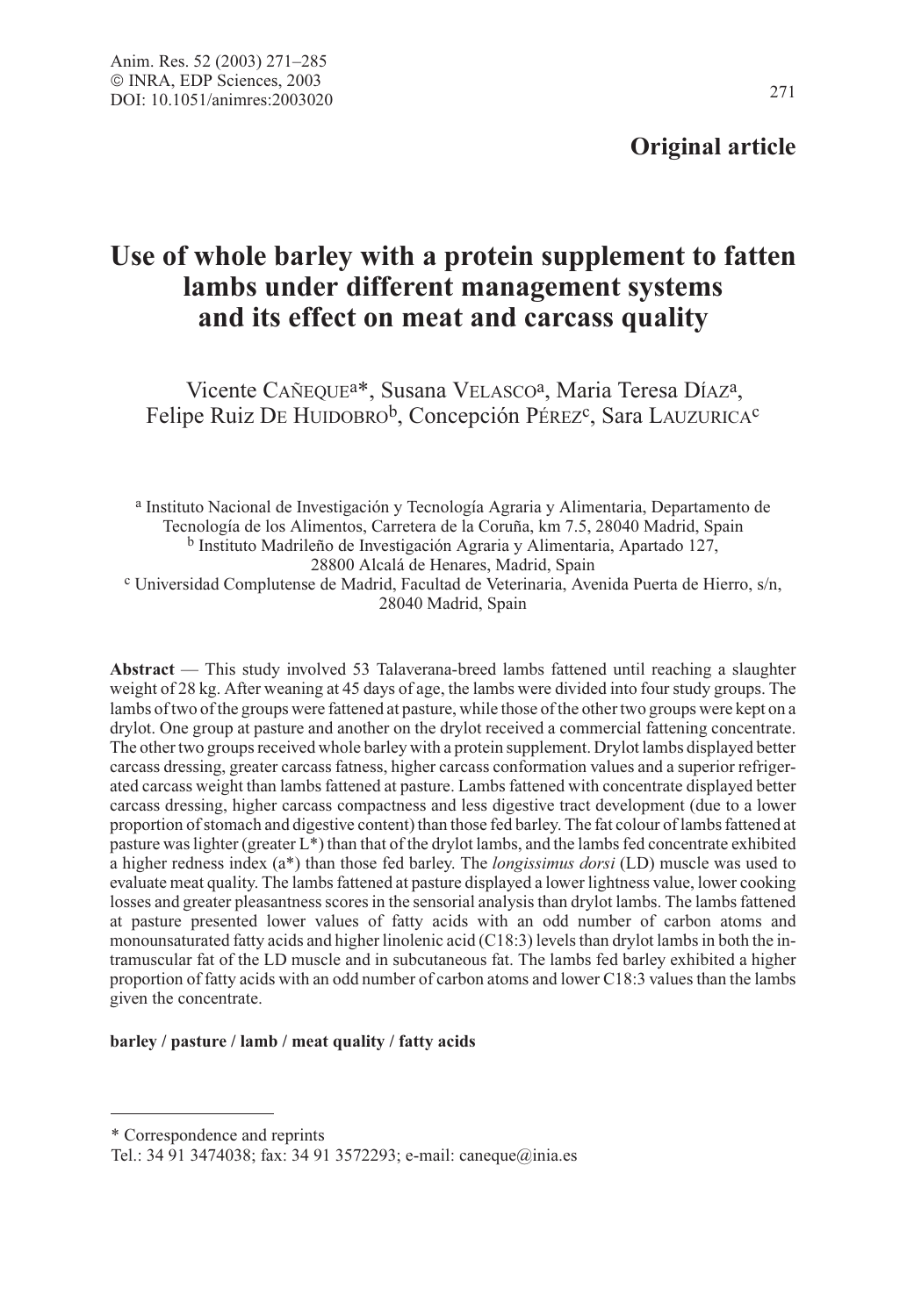**Original article**

# Use of whole barley with a protein supplement to fatten lambs under different management systems and its effect on meat and carcass quality

Vicente Cañeque[a]*, Susana Velasco[a], Maria Teresa Díaz[a], Felipe Ruiz De Huidobro[b], Concepción Pérez[c], Sara Lauzurica[c]

[a] Instituto Nacional de Investigación y Tecnología Agraria y Alimentaria, Departamento de Tecnología de los Alimentos, Carretera de la Coruña, km 7.5, 28040 Madrid, Spain
[b] Instituto Madrileño de Investigación Agraria y Alimentaria, Apartado 127, 28800 Alcalá de Henares, Madrid, Spain
[c] Universidad Complutense de Madrid, Facultad de Veterinaria, Avenida Puerta de Hierro, s/n, 28040 Madrid, Spain

**Abstract** — This study involved 53 Talaverana-breed lambs fattened until reaching a slaughter weight of 28 kg. After weaning at 45 days of age, the lambs were divided into four study groups. The lambs of two of the groups were fattened at pasture, while those of the other two groups were kept on a drylot. One group at pasture and another on the drylot received a commercial fattening concentrate. The other two groups received whole barley with a protein supplement. Drylot lambs displayed better carcass dressing, greater carcass fatness, higher carcass conformation values and a superior refrigerated carcass weight than lambs fattened at pasture. Lambs fattened with concentrate displayed better carcass dressing, higher carcass compactness and less digestive tract development (due to a lower proportion of stomach and digestive content) than those fed barley. The fat colour of lambs fattened at pasture was lighter (greater L*) than that of the drylot lambs, and the lambs fed concentrate exhibited a higher redness index (a*) than those fed barley. The *longissimus dorsi* (LD) muscle was used to evaluate meat quality. The lambs fattened at pasture displayed a lower lightness value, lower cooking losses and greater pleasantness scores in the sensorial analysis than drylot lambs. The lambs fattened at pasture presented lower values of fatty acids with an odd number of carbon atoms and monounsaturated fatty acids and higher linolenic acid (C18:3) levels than drylot lambs in both the intramuscular fat of the LD muscle and in subcutaneous fat. The lambs fed barley exhibited a higher proportion of fatty acids with an odd number of carbon atoms and lower C18:3 values than the lambs given the concentrate.

**barley / pasture / lamb / meat quality / fatty acids**

---

\* Correspondence and reprints
Tel.: 34 91 3474038; fax: 34 91 3572293; e-mail: caneque@inia.es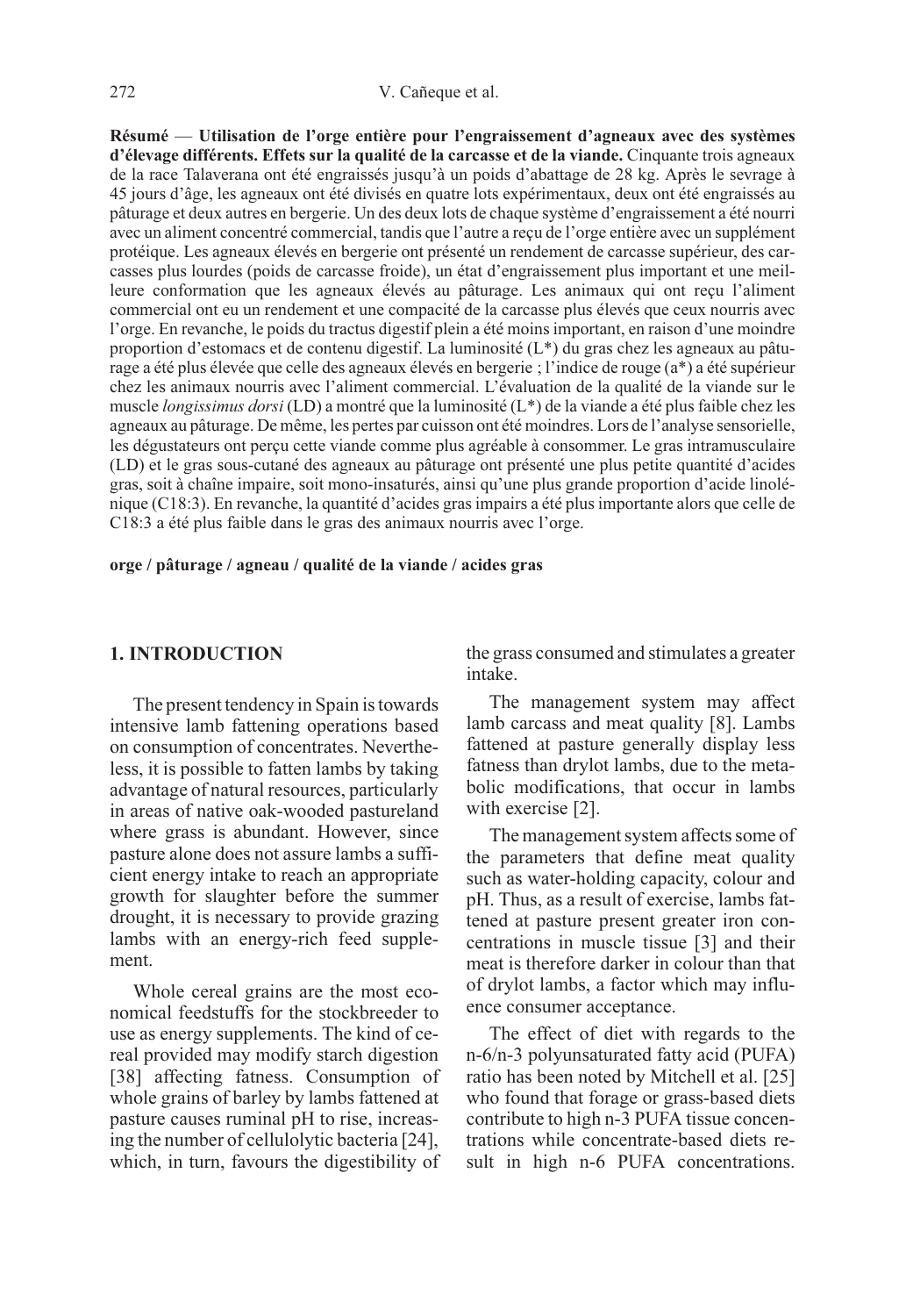**Résumé** — **Utilisation de l'orge entière pour l'engraissement d'agneaux avec des systèmes d'élevage différents. Effets sur la qualité de la carcasse et de la viande.** Cinquante trois agneaux de la race Talaverana ont été engraissés jusqu'à un poids d'abattage de 28 kg. Après le sevrage à 45 jours d'âge, les agneaux ont été divisés en quatre lots expérimentaux, deux ont été engraissés au pâturage et deux autres en bergerie. Un des deux lots de chaque système d'engraissement a été nourri avec un aliment concentré commercial, tandis que l'autre a reçu de l'orge entière avec un supplément protéique. Les agneaux élevés en bergerie ont présenté un rendement de carcasse supérieur, des carcasses plus lourdes (poids de carcasse froide), un état d'engraissement plus important et une meilleure conformation que les agneaux élevés au pâturage. Les animaux qui ont reçu l'aliment commercial ont eu un rendement et une compacité de la carcasse plus élevés que ceux nourris avec l'orge. En revanche, le poids du tractus digestif plein a été moins important, en raison d'une moindre proportion d'estomacs et de contenu digestif. La luminosité (L*) du gras chez les agneaux au pâturage a été plus élevée que celle des agneaux élevés en bergerie ; l'indice de rouge (a*) a été supérieur chez les animaux nourris avec l'aliment commercial. L'évaluation de la qualité de la viande sur le muscle *longissimus dorsi* (LD) a montré que la luminosité (L*) de la viande a été plus faible chez les agneaux au pâturage. De même, les pertes par cuisson ont été moindres. Lors de l'analyse sensorielle, les dégustateurs ont perçu cette viande comme plus agréable à consommer. Le gras intramusculaire (LD) et le gras sous-cutané des agneaux au pâturage ont présenté une plus petite quantité d'acides gras, soit à chaîne impaire, soit mono-insaturés, ainsi qu'une plus grande proportion d'acide linolénique (C18:3). En revanche, la quantité d'acides gras impairs a été plus importante alors que celle de C18:3 a été plus faible dans le gras des animaux nourris avec l'orge.

**orge / pâturage / agneau / qualité de la viande / acides gras**

## 1. INTRODUCTION

The present tendency in Spain is towards intensive lamb fattening operations based on consumption of concentrates. Nevertheless, it is possible to fatten lambs by taking advantage of natural resources, particularly in areas of native oak-wooded pastureland where grass is abundant. However, since pasture alone does not assure lambs a sufficient energy intake to reach an appropriate growth for slaughter before the summer drought, it is necessary to provide grazing lambs with an energy-rich feed supplement.

Whole cereal grains are the most economical feedstuffs for the stockbreeder to use as energy supplements. The kind of cereal provided may modify starch digestion [38] affecting fatness. Consumption of whole grains of barley by lambs fattened at pasture causes ruminal pH to rise, increasing the number of cellulolytic bacteria [24], which, in turn, favours the digestibility of the grass consumed and stimulates a greater intake.

The management system may affect lamb carcass and meat quality [8]. Lambs fattened at pasture generally display less fatness than drylot lambs, due to the metabolic modifications, that occur in lambs with exercise [2].

The management system affects some of the parameters that define meat quality such as water-holding capacity, colour and pH. Thus, as a result of exercise, lambs fattened at pasture present greater iron concentrations in muscle tissue [3] and their meat is therefore darker in colour than that of drylot lambs, a factor which may influence consumer acceptance.

The effect of diet with regards to the n-6/n-3 polyunsaturated fatty acid (PUFA) ratio has been noted by Mitchell et al. [25] who found that forage or grass-based diets contribute to high n-3 PUFA tissue concentrations while concentrate-based diets result in high n-6 PUFA concentrations.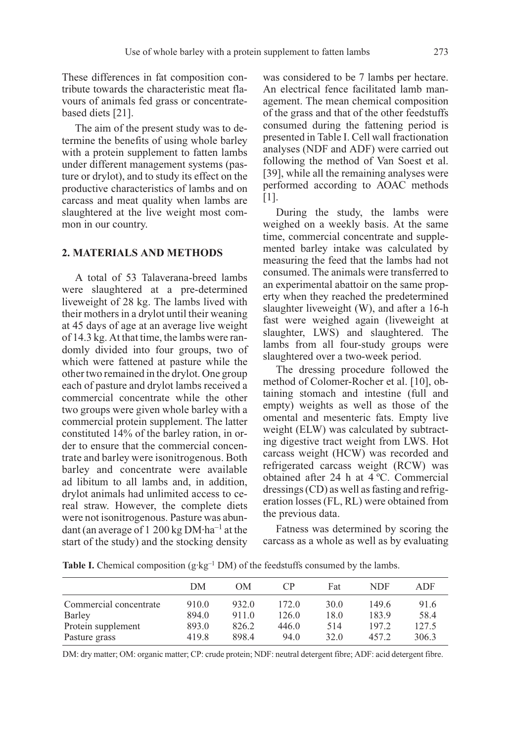These differences in fat composition contribute towards the characteristic meat flavours of animals fed grass or concentrate-based diets [21].

The aim of the present study was to determine the benefits of using whole barley with a protein supplement to fatten lambs under different management systems (pasture or drylot), and to study its effect on the productive characteristics of lambs and on carcass and meat quality when lambs are slaughtered at the live weight most common in our country.

## 2. MATERIALS AND METHODS

A total of 53 Talaverana-breed lambs were slaughtered at a pre-determined liveweight of 28 kg. The lambs lived with their mothers in a drylot until their weaning at 45 days of age at an average live weight of 14.3 kg. At that time, the lambs were randomly divided into four groups, two of which were fattened at pasture while the other two remained in the drylot. One group each of pasture and drylot lambs received a commercial concentrate while the other two groups were given whole barley with a commercial protein supplement. The latter constituted 14% of the barley ration, in order to ensure that the commercial concentrate and barley were isonitrogenous. Both barley and concentrate were available ad libitum to all lambs and, in addition, drylot animals had unlimited access to cereal straw. However, the complete diets were not isonitrogenous. Pasture was abundant (an average of 1 200 kg DM·ha$^{-1}$ at the start of the study) and the stocking density was considered to be 7 lambs per hectare. An electrical fence facilitated lamb management. The mean chemical composition of the grass and that of the other feedstuffs consumed during the fattening period is presented in Table I. Cell wall fractionation analyses (NDF and ADF) were carried out following the method of Van Soest et al. [39], while all the remaining analyses were performed according to AOAC methods [1].

During the study, the lambs were weighed on a weekly basis. At the same time, commercial concentrate and supplemented barley intake was calculated by measuring the feed that the lambs had not consumed. The animals were transferred to an experimental abattoir on the same property when they reached the predetermined slaughter liveweight (W), and after a 16-h fast were weighed again (liveweight at slaughter, LWS) and slaughtered. The lambs from all four-study groups were slaughtered over a two-week period.

The dressing procedure followed the method of Colomer-Rocher et al. [10], obtaining stomach and intestine (full and empty) weights as well as those of the omental and mesenteric fats. Empty live weight (ELW) was calculated by subtracting digestive tract weight from LWS. Hot carcass weight (HCW) was recorded and refrigerated carcass weight (RCW) was obtained after 24 h at 4 ºC. Commercial dressings (CD) as well as fasting and refrigeration losses (FL, RL) were obtained from the previous data.

Fatness was determined by scoring the carcass as a whole as well as by evaluating

**Table I.** Chemical composition (g·kg$^{-1}$ DM) of the feedstuffs consumed by the lambs.

| | DM | OM | CP | Fat | NDF | ADF |
|---|---|---|---|---|---|---|
| Commercial concentrate | 910.0 | 932.0 | 172.0 | 30.0 | 149.6 | 91.6 |
| Barley | 894.0 | 911.0 | 126.0 | 18.0 | 183.9 | 58.4 |
| Protein supplement | 893.0 | 826.2 | 446.0 | 514 | 197.2 | 127.5 |
| Pasture grass | 419.8 | 898.4 | 94.0 | 32.0 | 457.2 | 306.3 |

DM: dry matter; OM: organic matter; CP: crude protein; NDF: neutral detergent fibre; ADF: acid detergent fibre.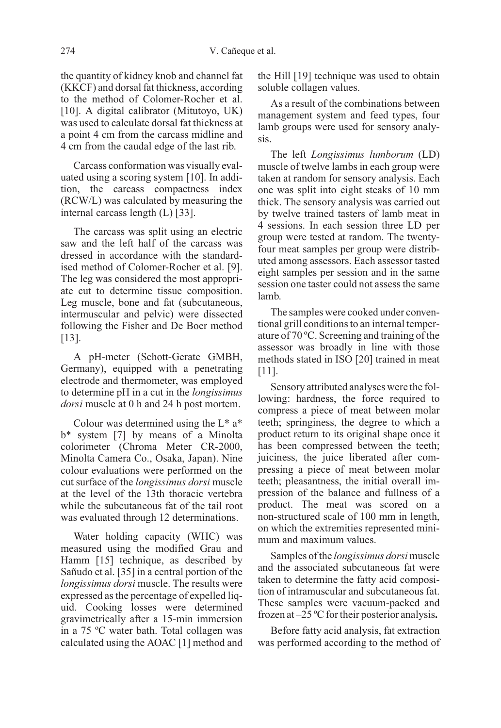the quantity of kidney knob and channel fat (KKCF) and dorsal fat thickness, according to the method of Colomer-Rocher et al. [10]. A digital calibrator (Mitutoyo, UK) was used to calculate dorsal fat thickness at a point 4 cm from the carcass midline and 4 cm from the caudal edge of the last rib.

Carcass conformation was visually evaluated using a scoring system [10]. In addition, the carcass compactness index (RCW/L) was calculated by measuring the internal carcass length (L) [33].

The carcass was split using an electric saw and the left half of the carcass was dressed in accordance with the standardised method of Colomer-Rocher et al. [9]. The leg was considered the most appropriate cut to determine tissue composition. Leg muscle, bone and fat (subcutaneous, intermuscular and pelvic) were dissected following the Fisher and De Boer method [13].

A pH-meter (Schott-Gerate GMBH, Germany), equipped with a penetrating electrode and thermometer, was employed to determine pH in a cut in the *longissimus dorsi* muscle at 0 h and 24 h post mortem.

Colour was determined using the L* a* b* system [7] by means of a Minolta colorimeter (Chroma Meter CR-2000, Minolta Camera Co., Osaka, Japan). Nine colour evaluations were performed on the cut surface of the *longissimus dorsi* muscle at the level of the 13th thoracic vertebra while the subcutaneous fat of the tail root was evaluated through 12 determinations.

Water holding capacity (WHC) was measured using the modified Grau and Hamm [15] technique, as described by Sañudo et al. [35] in a central portion of the *longissimus dorsi* muscle. The results were expressed as the percentage of expelled liquid. Cooking losses were determined gravimetrically after a 15-min immersion in a 75 ºC water bath. Total collagen was calculated using the AOAC [1] method and the Hill [19] technique was used to obtain soluble collagen values.

As a result of the combinations between management system and feed types, four lamb groups were used for sensory analysis.

The left *Longissimus lumborum* (LD) muscle of twelve lambs in each group were taken at random for sensory analysis. Each one was split into eight steaks of 10 mm thick. The sensory analysis was carried out by twelve trained tasters of lamb meat in 4 sessions. In each session three LD per group were tested at random. The twenty-four meat samples per group were distributed among assessors. Each assessor tasted eight samples per session and in the same session one taster could not assess the same lamb.

The samples were cooked under conventional grill conditions to an internal temperature of 70 ºC. Screening and training of the assessor was broadly in line with those methods stated in ISO [20] trained in meat [11].

Sensory attributed analyses were the following: hardness, the force required to compress a piece of meat between molar teeth; springiness, the degree to which a product return to its original shape once it has been compressed between the teeth; juiciness, the juice liberated after compressing a piece of meat between molar teeth; pleasantness, the initial overall impression of the balance and fullness of a product. The meat was scored on a non-structured scale of 100 mm in length, on which the extremities represented minimum and maximum values.

Samples of the *longissimus dorsi* muscle and the associated subcutaneous fat were taken to determine the fatty acid composition of intramuscular and subcutaneous fat. These samples were vacuum-packed and frozen at –25 ºC for their posterior analysis.

Before fatty acid analysis, fat extraction was performed according to the method of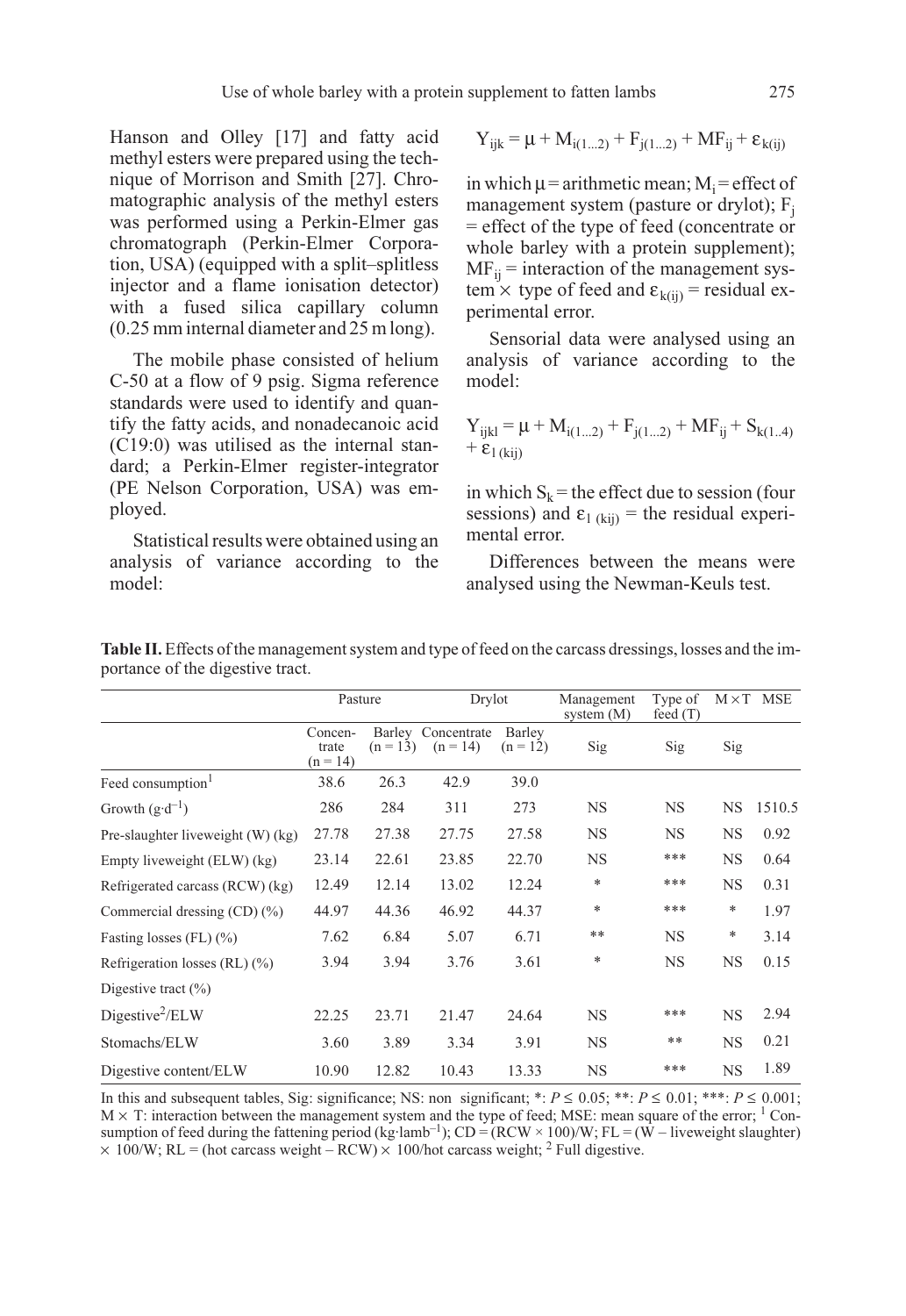Hanson and Olley [17] and fatty acid methyl esters were prepared using the technique of Morrison and Smith [27]. Chromatographic analysis of the methyl esters was performed using a Perkin-Elmer gas chromatograph (Perkin-Elmer Corporation, USA) (equipped with a split–splitless injector and a flame ionisation detector) with a fused silica capillary column (0.25 mm internal diameter and 25 m long).

The mobile phase consisted of helium C-50 at a flow of 9 psig. Sigma reference standards were used to identify and quantify the fatty acids, and nonadecanoic acid (C19:0) was utilised as the internal standard; a Perkin-Elmer register-integrator (PE Nelson Corporation, USA) was employed.

Statistical results were obtained using an analysis of variance according to the model:

$$Y_{ijk} = \mu + M_{i(1...2)} + F_{j(1...2)} + MF_{ij} + \varepsilon_{k(ij)}$$

in which $\mu$ = arithmetic mean; $M_i$ = effect of management system (pasture or drylot); $F_j$ = effect of the type of feed (concentrate or whole barley with a protein supplement); $MF_{ij}$ = interaction of the management system × type of feed and $\varepsilon_{k(ij)}$ = residual experimental error.

Sensorial data were analysed using an analysis of variance according to the model:

$$Y_{ijkl} = \mu + M_{i(1...2)} + F_{j(1...2)} + MF_{ij} + S_{k(1..4)} + \varepsilon_{1\,(kij)}$$

in which $S_k$ = the effect due to session (four sessions) and $\varepsilon_{1\,(kij)}$ = the residual experimental error.

Differences between the means were analysed using the Newman-Keuls test.

**Table II.** Effects of the management system and type of feed on the carcass dressings, losses and the importance of the digestive tract.

| | Pasture | | Drylot | | Management system (M) | Type of feed (T) | M × T | MSE |
|---|---|---|---|---|---|---|---|---|
| | Concentrate (n = 14) | Barley (n = 13) | Concentrate (n = 14) | Barley (n = 12) | Sig | Sig | Sig | |
| Feed consumption[1] | 38.6 | 26.3 | 42.9 | 39.0 | | | | |
| Growth ($g \cdot d^{-1}$) | 286 | 284 | 311 | 273 | NS | NS | NS | 1510.5 |
| Pre-slaughter liveweight (W) (kg) | 27.78 | 27.38 | 27.75 | 27.58 | NS | NS | NS | 0.92 |
| Empty liveweight (ELW) (kg) | 23.14 | 22.61 | 23.85 | 22.70 | NS | *** | NS | 0.64 |
| Refrigerated carcass (RCW) (kg) | 12.49 | 12.14 | 13.02 | 12.24 | * | *** | NS | 0.31 |
| Commercial dressing (CD) (%) | 44.97 | 44.36 | 46.92 | 44.37 | * | *** | * | 1.97 |
| Fasting losses (FL) (%) | 7.62 | 6.84 | 5.07 | 6.71 | ** | NS | * | 3.14 |
| Refrigeration losses (RL) (%) | 3.94 | 3.94 | 3.76 | 3.61 | * | NS | NS | 0.15 |
| Digestive tract (%) | | | | | | | | |
| Digestive[2]/ELW | 22.25 | 23.71 | 21.47 | 24.64 | NS | *** | NS | 2.94 |
| Stomachs/ELW | 3.60 | 3.89 | 3.34 | 3.91 | NS | ** | NS | 0.21 |
| Digestive content/ELW | 10.90 | 12.82 | 10.43 | 13.33 | NS | *** | NS | 1.89 |

In this and subsequent tables, Sig: significance; NS: non significant; *: $P \leq 0.05$; **: $P \leq 0.01$; ***: $P \leq 0.001$; M × T: interaction between the management system and the type of feed; MSE: mean square of the error; [1] Consumption of feed during the fattening period ($kg \cdot lamb^{-1}$); CD = (RCW × 100)/W; FL = (W – liveweight slaughter) × 100/W; RL = (hot carcass weight – RCW) × 100/hot carcass weight; [2] Full digestive.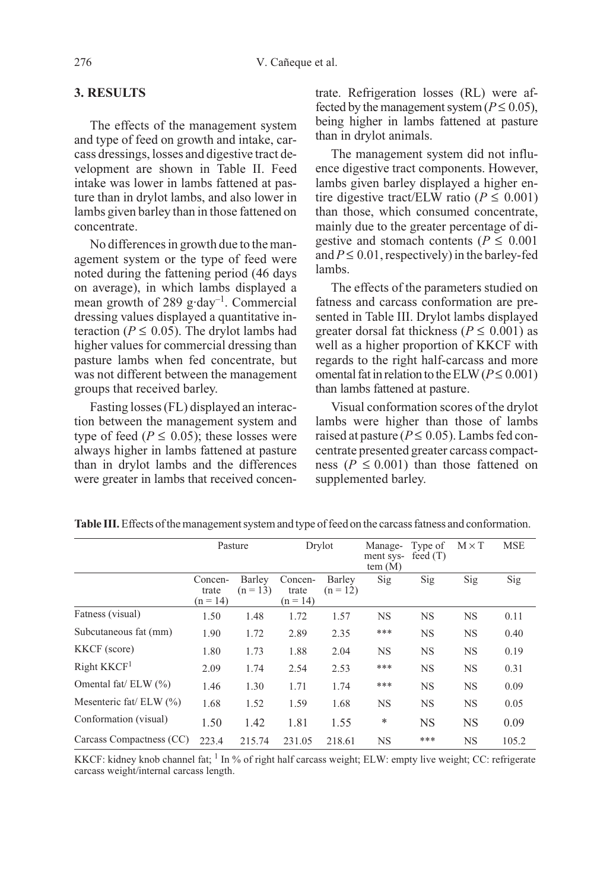## 3. RESULTS

The effects of the management system and type of feed on growth and intake, carcass dressings, losses and digestive tract development are shown in Table II. Feed intake was lower in lambs fattened at pasture than in drylot lambs, and also lower in lambs given barley than in those fattened on concentrate.

No differences in growth due to the management system or the type of feed were noted during the fattening period (46 days on average), in which lambs displayed a mean growth of 289 $g \cdot day^{-1}$. Commercial dressing values displayed a quantitative interaction ($P \leq 0.05$). The drylot lambs had higher values for commercial dressing than pasture lambs when fed concentrate, but was not different between the management groups that received barley.

Fasting losses (FL) displayed an interaction between the management system and type of feed ($P \leq 0.05$); these losses were always higher in lambs fattened at pasture than in drylot lambs and the differences were greater in lambs that received concentrate. Refrigeration losses (RL) were affected by the management system ($P \leq 0.05$), being higher in lambs fattened at pasture than in drylot animals.

The management system did not influence digestive tract components. However, lambs given barley displayed a higher entire digestive tract/ELW ratio ($P \leq 0.001$) than those, which consumed concentrate, mainly due to the greater percentage of digestive and stomach contents ($P \leq 0.001$ and $P \leq 0.01$, respectively) in the barley-fed lambs.

The effects of the parameters studied on fatness and carcass conformation are presented in Table III. Drylot lambs displayed greater dorsal fat thickness ($P \leq 0.001$) as well as a higher proportion of KKCF with regards to the right half-carcass and more omental fat in relation to the ELW ($P \leq 0.001$) than lambs fattened at pasture.

Visual conformation scores of the drylot lambs were higher than those of lambs raised at pasture ($P \leq 0.05$). Lambs fed concentrate presented greater carcass compactness ($P \leq 0.001$) than those fattened on supplemented barley.

**Table III.** Effects of the management system and type of feed on the carcass fatness and conformation.

| | Pasture | | Drylot | | Management system (M) | Type of feed (T) | M × T | MSE |
|---|---|---|---|---|---|---|---|---|
| | Concentrate (n = 14) | Barley (n = 13) | Concentrate (n = 14) | Barley (n = 12) | Sig | Sig | Sig | Sig |
| Fatness (visual) | 1.50 | 1.48 | 1.72 | 1.57 | NS | NS | NS | 0.11 |
| Subcutaneous fat (mm) | 1.90 | 1.72 | 2.89 | 2.35 | *** | NS | NS | 0.40 |
| KKCF (score) | 1.80 | 1.73 | 1.88 | 2.04 | NS | NS | NS | 0.19 |
| Right KKCF[1] | 2.09 | 1.74 | 2.54 | 2.53 | *** | NS | NS | 0.31 |
| Omental fat/ ELW (%) | 1.46 | 1.30 | 1.71 | 1.74 | *** | NS | NS | 0.09 |
| Mesenteric fat/ ELW (%) | 1.68 | 1.52 | 1.59 | 1.68 | NS | NS | NS | 0.05 |
| Conformation (visual) | 1.50 | 1.42 | 1.81 | 1.55 | * | NS | NS | 0.09 |
| Carcass Compactness (CC) | 223.4 | 215.74 | 231.05 | 218.61 | NS | *** | NS | 105.2 |

KKCF: kidney knob channel fat; [1] In % of right half carcass weight; ELW: empty live weight; CC: refrigerate carcass weight/internal carcass length.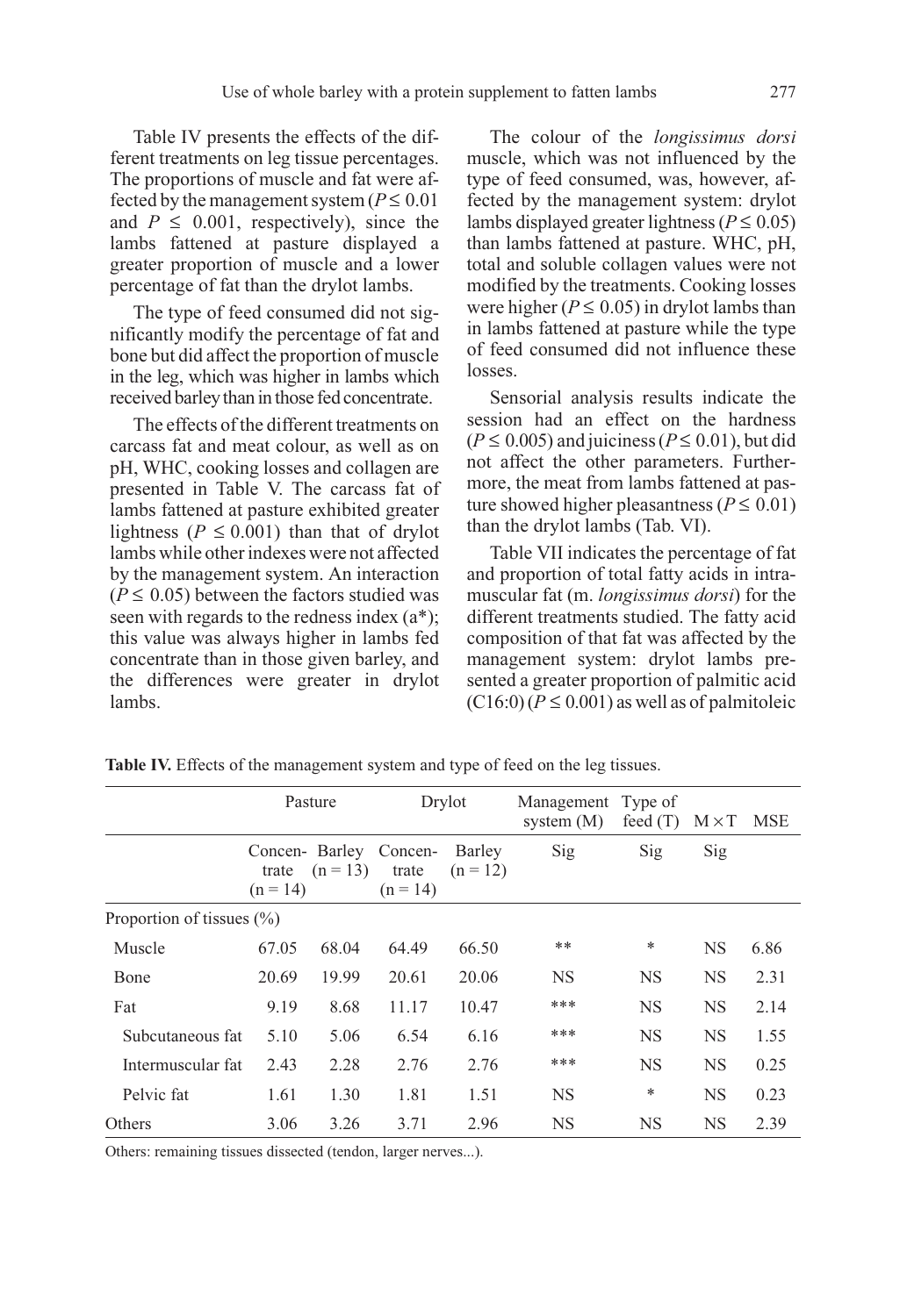Table IV presents the effects of the different treatments on leg tissue percentages. The proportions of muscle and fat were affected by the management system ($P \leq 0.01$ and $P \leq 0.001$, respectively), since the lambs fattened at pasture displayed a greater proportion of muscle and a lower percentage of fat than the drylot lambs.

The type of feed consumed did not significantly modify the percentage of fat and bone but did affect the proportion of muscle in the leg, which was higher in lambs which received barley than in those fed concentrate.

The effects of the different treatments on carcass fat and meat colour, as well as on pH, WHC, cooking losses and collagen are presented in Table V. The carcass fat of lambs fattened at pasture exhibited greater lightness ($P \leq 0.001$) than that of drylot lambs while other indexes were not affected by the management system. An interaction ($P \leq 0.05$) between the factors studied was seen with regards to the redness index (a*); this value was always higher in lambs fed concentrate than in those given barley, and the differences were greater in drylot lambs.

The colour of the *longissimus dorsi* muscle, which was not influenced by the type of feed consumed, was, however, affected by the management system: drylot lambs displayed greater lightness ($P \leq 0.05$) than lambs fattened at pasture. WHC, pH, total and soluble collagen values were not modified by the treatments. Cooking losses were higher ($P \leq 0.05$) in drylot lambs than in lambs fattened at pasture while the type of feed consumed did not influence these losses.

Sensorial analysis results indicate the session had an effect on the hardness ($P \leq 0.005$) and juiciness ($P \leq 0.01$), but did not affect the other parameters. Furthermore, the meat from lambs fattened at pasture showed higher pleasantness ($P \leq 0.01$) than the drylot lambs (Tab. VI).

Table VII indicates the percentage of fat and proportion of total fatty acids in intramuscular fat (m. *longissimus dorsi*) for the different treatments studied. The fatty acid composition of that fat was affected by the management system: drylot lambs presented a greater proportion of palmitic acid (C16:0) ($P \leq 0.001$) as well as of palmitoleic

**Table IV.** Effects of the management system and type of feed on the leg tissues.

| | Pasture | | Drylot | | Management system (M) | Type of feed (T) | M × T | MSE |
|---|---|---|---|---|---|---|---|---|
| | Concentrate (n = 14) | Barley (n = 13) | Concentrate (n = 14) | Barley (n = 12) | Sig | Sig | Sig | |
| Proportion of tissues (%) | | | | | | | | |
| Muscle | 67.05 | 68.04 | 64.49 | 66.50 | ** | * | NS | 6.86 |
| Bone | 20.69 | 19.99 | 20.61 | 20.06 | NS | NS | NS | 2.31 |
| Fat | 9.19 | 8.68 | 11.17 | 10.47 | *** | NS | NS | 2.14 |
| Subcutaneous fat | 5.10 | 5.06 | 6.54 | 6.16 | *** | NS | NS | 1.55 |
| Intermuscular fat | 2.43 | 2.28 | 2.76 | 2.76 | *** | NS | NS | 0.25 |
| Pelvic fat | 1.61 | 1.30 | 1.81 | 1.51 | NS | * | NS | 0.23 |
| Others | 3.06 | 3.26 | 3.71 | 2.96 | NS | NS | NS | 2.39 |

Others: remaining tissues dissected (tendon, larger nerves...).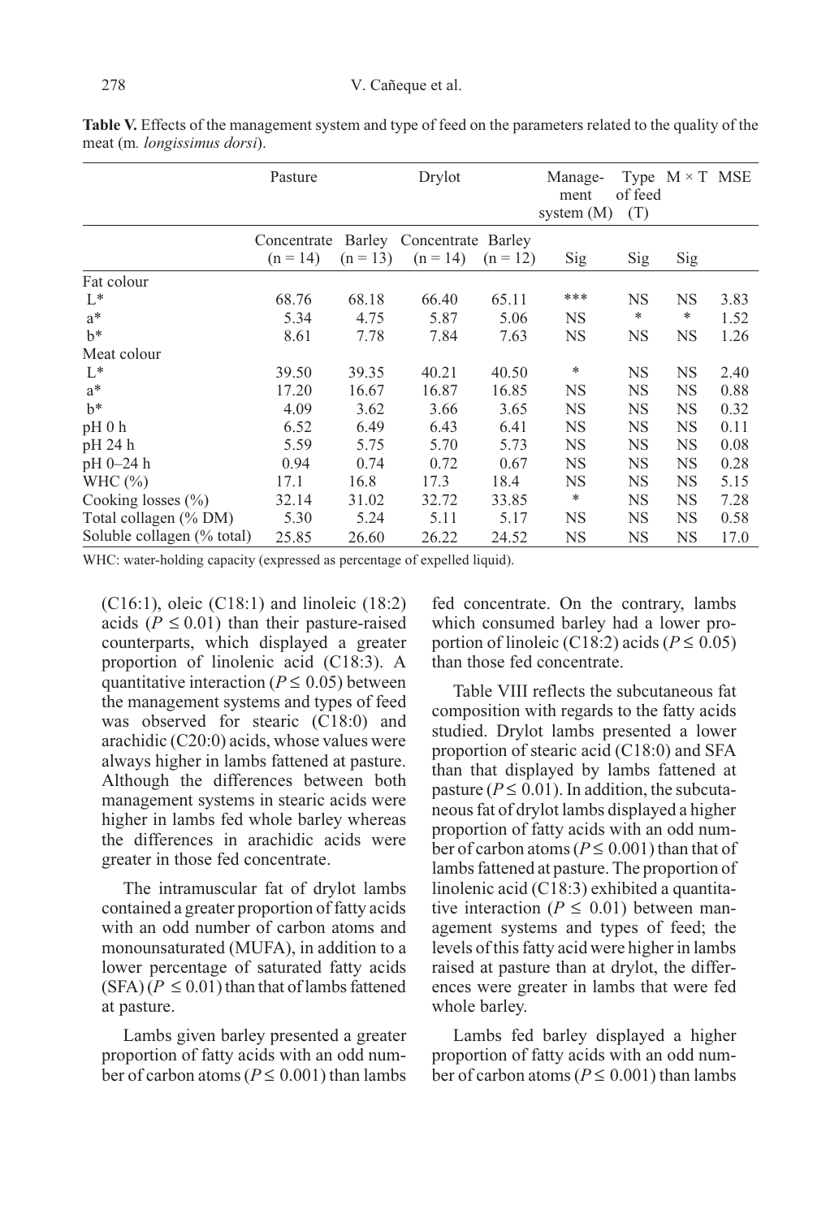**Table V.** Effects of the management system and type of feed on the parameters related to the quality of the meat (m. *longissimus dorsi*).

| | Pasture | | Drylot | | Management system (M) | Type of feed (T) | M × T | MSE |
|---|---|---|---|---|---|---|---|---|
| | Concentrate (n = 14) | Barley (n = 13) | Concentrate (n = 14) | Barley (n = 12) | Sig | Sig | Sig | |
| Fat colour | | | | | | | | |
| L* | 68.76 | 68.18 | 66.40 | 65.11 | *** | NS | NS | 3.83 |
| a* | 5.34 | 4.75 | 5.87 | 5.06 | NS | * | * | 1.52 |
| b* | 8.61 | 7.78 | 7.84 | 7.63 | NS | NS | NS | 1.26 |
| Meat colour | | | | | | | | |
| L* | 39.50 | 39.35 | 40.21 | 40.50 | * | NS | NS | 2.40 |
| a* | 17.20 | 16.67 | 16.87 | 16.85 | NS | NS | NS | 0.88 |
| b* | 4.09 | 3.62 | 3.66 | 3.65 | NS | NS | NS | 0.32 |
| pH 0 h | 6.52 | 6.49 | 6.43 | 6.41 | NS | NS | NS | 0.11 |
| pH 24 h | 5.59 | 5.75 | 5.70 | 5.73 | NS | NS | NS | 0.08 |
| pH 0–24 h | 0.94 | 0.74 | 0.72 | 0.67 | NS | NS | NS | 0.28 |
| WHC (%) | 17.1 | 16.8 | 17.3 | 18.4 | NS | NS | NS | 5.15 |
| Cooking losses (%) | 32.14 | 31.02 | 32.72 | 33.85 | * | NS | NS | 7.28 |
| Total collagen (% DM) | 5.30 | 5.24 | 5.11 | 5.17 | NS | NS | NS | 0.58 |
| Soluble collagen (% total) | 25.85 | 26.60 | 26.22 | 24.52 | NS | NS | NS | 17.0 |

WHC: water-holding capacity (expressed as percentage of expelled liquid).

(C16:1), oleic (C18:1) and linoleic (18:2) acids ($P \leq 0.01$) than their pasture-raised counterparts, which displayed a greater proportion of linolenic acid (C18:3). A quantitative interaction ($P \leq 0.05$) between the management systems and types of feed was observed for stearic (C18:0) and arachidic (C20:0) acids, whose values were always higher in lambs fattened at pasture. Although the differences between both management systems in stearic acids were higher in lambs fed whole barley whereas the differences in arachidic acids were greater in those fed concentrate.

The intramuscular fat of drylot lambs contained a greater proportion of fatty acids with an odd number of carbon atoms and monounsaturated (MUFA), in addition to a lower percentage of saturated fatty acids (SFA) ($P \leq 0.01$) than that of lambs fattened at pasture.

Lambs given barley presented a greater proportion of fatty acids with an odd number of carbon atoms ($P \leq 0.001$) than lambs fed concentrate. On the contrary, lambs which consumed barley had a lower proportion of linoleic (C18:2) acids ($P \leq 0.05$) than those fed concentrate.

Table VIII reflects the subcutaneous fat composition with regards to the fatty acids studied. Drylot lambs presented a lower proportion of stearic acid (C18:0) and SFA than that displayed by lambs fattened at pasture ($P \leq 0.01$). In addition, the subcutaneous fat of drylot lambs displayed a higher proportion of fatty acids with an odd number of carbon atoms ($P \leq 0.001$) than that of lambs fattened at pasture. The proportion of linolenic acid (C18:3) exhibited a quantitative interaction ($P \leq 0.01$) between management systems and types of feed; the levels of this fatty acid were higher in lambs raised at pasture than at drylot, the differences were greater in lambs that were fed whole barley.

Lambs fed barley displayed a higher proportion of fatty acids with an odd number of carbon atoms ($P \leq 0.001$) than lambs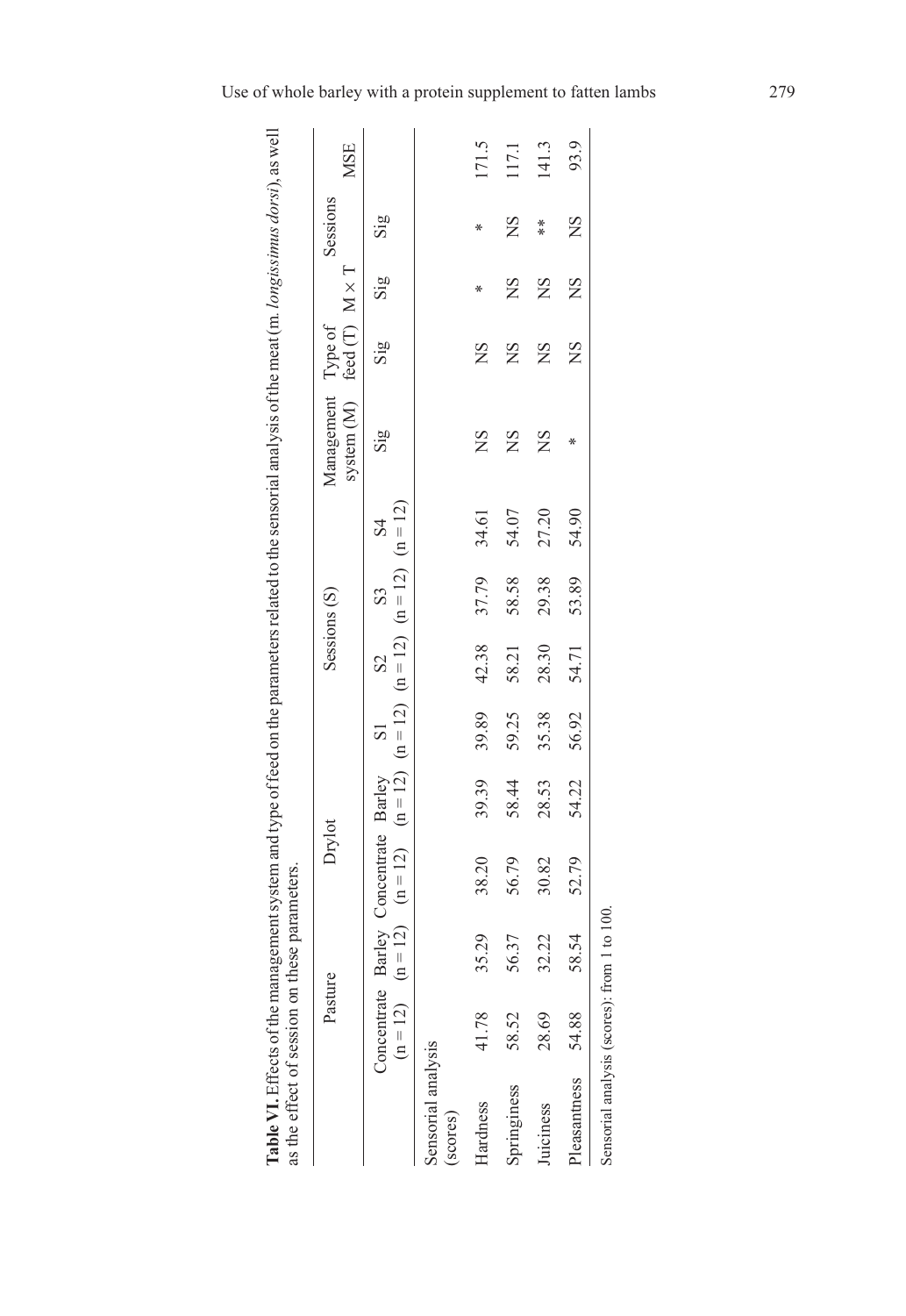**Table VI.** Effects of the management system and type of feed on the parameters related to the sensorial analysis of the meat (m. *longissimus dorsi*), as well as the effect of session on these parameters.

| | Pasture | | Drylot | | Sessions (S) | | | | Management system (M) | Type of feed (T) | M × T | Sessions | MSE |
|---|---|---|---|---|---|---|---|---|---|---|---|---|---|
| | Concentrate (n = 12) | Barley (n = 12) | Concentrate (n = 12) | Barley (n = 12) | S1 (n = 12) | S2 (n = 12) | S3 (n = 12) | S4 (n = 12) | Sig | Sig | Sig | Sig | |
| Sensorial analysis (scores) | | | | | | | | | | | | | |
| Hardness | 41.78 | 35.29 | 38.20 | 39.39 | 39.89 | 42.38 | 37.79 | 34.61 | NS | NS | * | * | 171.5 |
| Springiness | 58.52 | 56.37 | 56.79 | 58.44 | 59.25 | 58.21 | 58.58 | 54.07 | NS | NS | NS | NS | 117.1 |
| Juiciness | 28.69 | 32.22 | 30.82 | 28.53 | 35.38 | 28.30 | 29.38 | 27.20 | NS | NS | NS | ** | 141.3 |
| Pleasantness | 54.88 | 58.54 | 52.79 | 54.22 | 56.92 | 54.71 | 53.89 | 54.90 | * | NS | NS | NS | 93.9 |

Sensorial analysis (scores): from 1 to 100.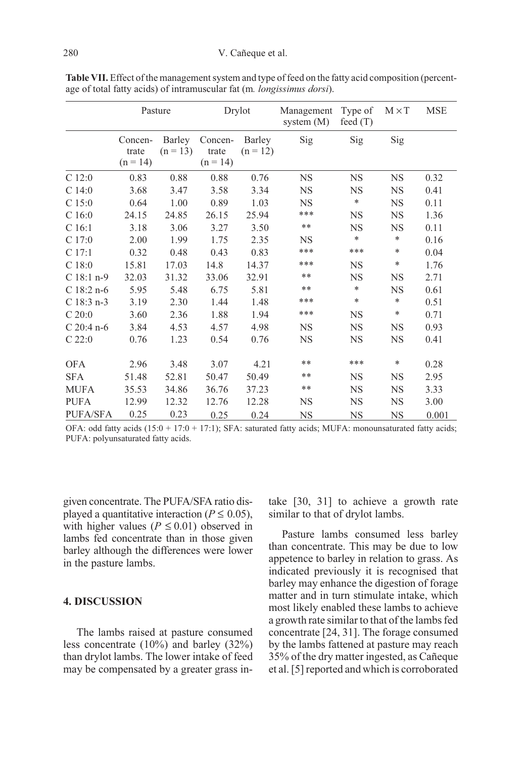**Table VII.** Effect of the management system and type of feed on the fatty acid composition (percentage of total fatty acids) of intramuscular fat (m. *longissimus dorsi*).

| | Pasture | | Drylot | | Management system (M) | Type of feed (T) | M × T | MSE |
|---|---|---|---|---|---|---|---|---|
| | Concentrate (n = 14) | Barley (n = 13) | Concentrate (n = 14) | Barley (n = 12) | Sig | Sig | Sig | |
| C 12:0 | 0.83 | 0.88 | 0.88 | 0.76 | NS | NS | NS | 0.32 |
| C 14:0 | 3.68 | 3.47 | 3.58 | 3.34 | NS | NS | NS | 0.41 |
| C 15:0 | 0.64 | 1.00 | 0.89 | 1.03 | NS | * | NS | 0.11 |
| C 16:0 | 24.15 | 24.85 | 26.15 | 25.94 | *** | NS | NS | 1.36 |
| C 16:1 | 3.18 | 3.06 | 3.27 | 3.50 | ** | NS | NS | 0.11 |
| C 17:0 | 2.00 | 1.99 | 1.75 | 2.35 | NS | * | * | 0.16 |
| C 17:1 | 0.32 | 0.48 | 0.43 | 0.83 | *** | *** | * | 0.04 |
| C 18:0 | 15.81 | 17.03 | 14.8 | 14.37 | *** | NS | * | 1.76 |
| C 18:1 n-9 | 32.03 | 31.32 | 33.06 | 32.91 | ** | NS | NS | 2.71 |
| C 18:2 n-6 | 5.95 | 5.48 | 6.75 | 5.81 | ** | * | NS | 0.61 |
| C 18:3 n-3 | 3.19 | 2.30 | 1.44 | 1.48 | *** | * | * | 0.51 |
| C 20:0 | 3.60 | 2.36 | 1.88 | 1.94 | *** | NS | * | 0.71 |
| C 20:4 n-6 | 3.84 | 4.53 | 4.57 | 4.98 | NS | NS | NS | 0.93 |
| C 22:0 | 0.76 | 1.23 | 0.54 | 0.76 | NS | NS | NS | 0.41 |
| OFA | 2.96 | 3.48 | 3.07 | 4.21 | ** | *** | * | 0.28 |
| SFA | 51.48 | 52.81 | 50.47 | 50.49 | ** | NS | NS | 2.95 |
| MUFA | 35.53 | 34.86 | 36.76 | 37.23 | ** | NS | NS | 3.33 |
| PUFA | 12.99 | 12.32 | 12.76 | 12.28 | NS | NS | NS | 3.00 |
| PUFA/SFA | 0.25 | 0.23 | 0.25 | 0.24 | NS | NS | NS | 0.001 |

OFA: odd fatty acids (15:0 + 17:0 + 17:1); SFA: saturated fatty acids; MUFA: monounsaturated fatty acids; PUFA: polyunsaturated fatty acids.

given concentrate. The PUFA/SFA ratio displayed a quantitative interaction ($P \leq 0.05$), with higher values ($P \leq 0.01$) observed in lambs fed concentrate than in those given barley although the differences were lower in the pasture lambs.

## 4. DISCUSSION

The lambs raised at pasture consumed less concentrate (10%) and barley (32%) than drylot lambs. The lower intake of feed may be compensated by a greater grass intake [30, 31] to achieve a growth rate similar to that of drylot lambs.

Pasture lambs consumed less barley than concentrate. This may be due to low appetence to barley in relation to grass. As indicated previously it is recognised that barley may enhance the digestion of forage matter and in turn stimulate intake, which most likely enabled these lambs to achieve a growth rate similar to that of the lambs fed concentrate [24, 31]. The forage consumed by the lambs fattened at pasture may reach 35% of the dry matter ingested, as Cañeque et al. [5] reported and which is corroborated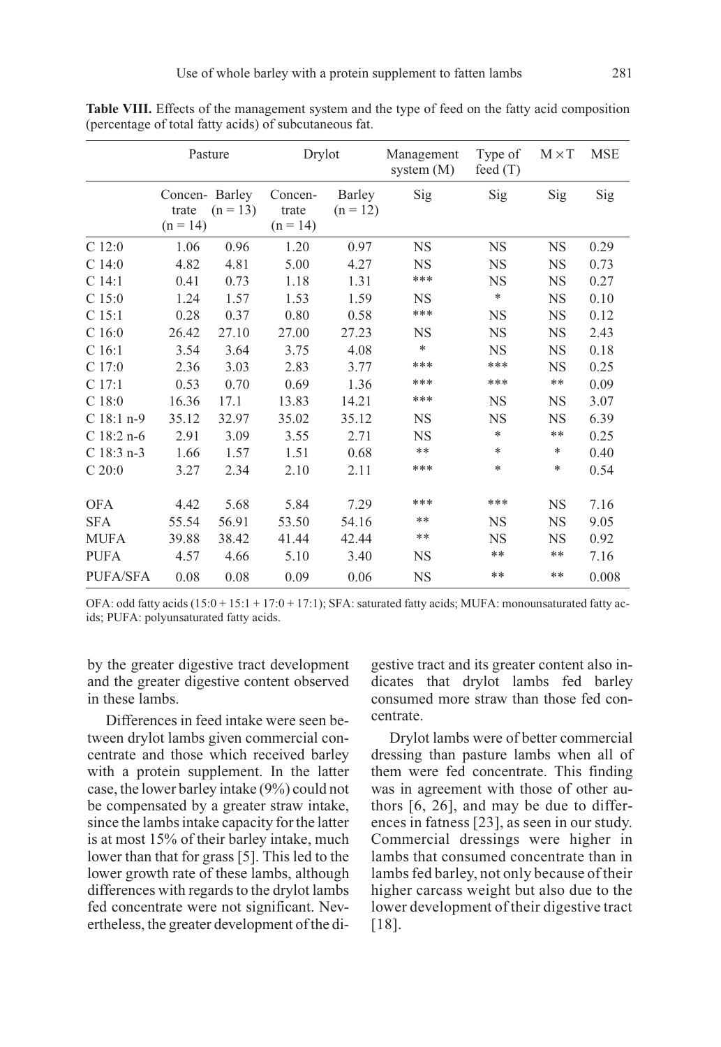**Table VIII.** Effects of the management system and the type of feed on the fatty acid composition (percentage of total fatty acids) of subcutaneous fat.

| | Pasture | | Drylot | | Management system (M) | Type of feed (T) | M × T | MSE |
|---|---|---|---|---|---|---|---|---|
| | Concentrate (n = 14) | Barley (n = 13) | Concentrate (n = 14) | Barley (n = 12) | Sig | Sig | Sig | Sig |
| C 12:0 | 1.06 | 0.96 | 1.20 | 0.97 | NS | NS | NS | 0.29 |
| C 14:0 | 4.82 | 4.81 | 5.00 | 4.27 | NS | NS | NS | 0.73 |
| C 14:1 | 0.41 | 0.73 | 1.18 | 1.31 | *** | NS | NS | 0.27 |
| C 15:0 | 1.24 | 1.57 | 1.53 | 1.59 | NS | * | NS | 0.10 |
| C 15:1 | 0.28 | 0.37 | 0.80 | 0.58 | *** | NS | NS | 0.12 |
| C 16:0 | 26.42 | 27.10 | 27.00 | 27.23 | NS | NS | NS | 2.43 |
| C 16:1 | 3.54 | 3.64 | 3.75 | 4.08 | * | NS | NS | 0.18 |
| C 17:0 | 2.36 | 3.03 | 2.83 | 3.77 | *** | *** | NS | 0.25 |
| C 17:1 | 0.53 | 0.70 | 0.69 | 1.36 | *** | *** | ** | 0.09 |
| C 18:0 | 16.36 | 17.1 | 13.83 | 14.21 | *** | NS | NS | 3.07 |
| C 18:1 n-9 | 35.12 | 32.97 | 35.02 | 35.12 | NS | NS | NS | 6.39 |
| C 18:2 n-6 | 2.91 | 3.09 | 3.55 | 2.71 | NS | * | ** | 0.25 |
| C 18:3 n-3 | 1.66 | 1.57 | 1.51 | 0.68 | ** | * | * | 0.40 |
| C 20:0 | 3.27 | 2.34 | 2.10 | 2.11 | *** | * | * | 0.54 |
| OFA | 4.42 | 5.68 | 5.84 | 7.29 | *** | *** | NS | 7.16 |
| SFA | 55.54 | 56.91 | 53.50 | 54.16 | ** | NS | NS | 9.05 |
| MUFA | 39.88 | 38.42 | 41.44 | 42.44 | ** | NS | NS | 0.92 |
| PUFA | 4.57 | 4.66 | 5.10 | 3.40 | NS | ** | ** | 7.16 |
| PUFA/SFA | 0.08 | 0.08 | 0.09 | 0.06 | NS | ** | ** | 0.008 |

OFA: odd fatty acids (15:0 + 15:1 + 17:0 + 17:1); SFA: saturated fatty acids; MUFA: monounsaturated fatty acids; PUFA: polyunsaturated fatty acids.

by the greater digestive tract development and the greater digestive content observed in these lambs.

Differences in feed intake were seen between drylot lambs given commercial concentrate and those which received barley with a protein supplement. In the latter case, the lower barley intake (9%) could not be compensated by a greater straw intake, since the lambs intake capacity for the latter is at most 15% of their barley intake, much lower than that for grass [5]. This led to the lower growth rate of these lambs, although differences with regards to the drylot lambs fed concentrate were not significant. Nevertheless, the greater development of the digestive tract and its greater content also indicates that drylot lambs fed barley consumed more straw than those fed concentrate.

Drylot lambs were of better commercial dressing than pasture lambs when all of them were fed concentrate. This finding was in agreement with those of other authors [6, 26], and may be due to differences in fatness [23], as seen in our study. Commercial dressings were higher in lambs that consumed concentrate than in lambs fed barley, not only because of their higher carcass weight but also due to the lower development of their digestive tract [18].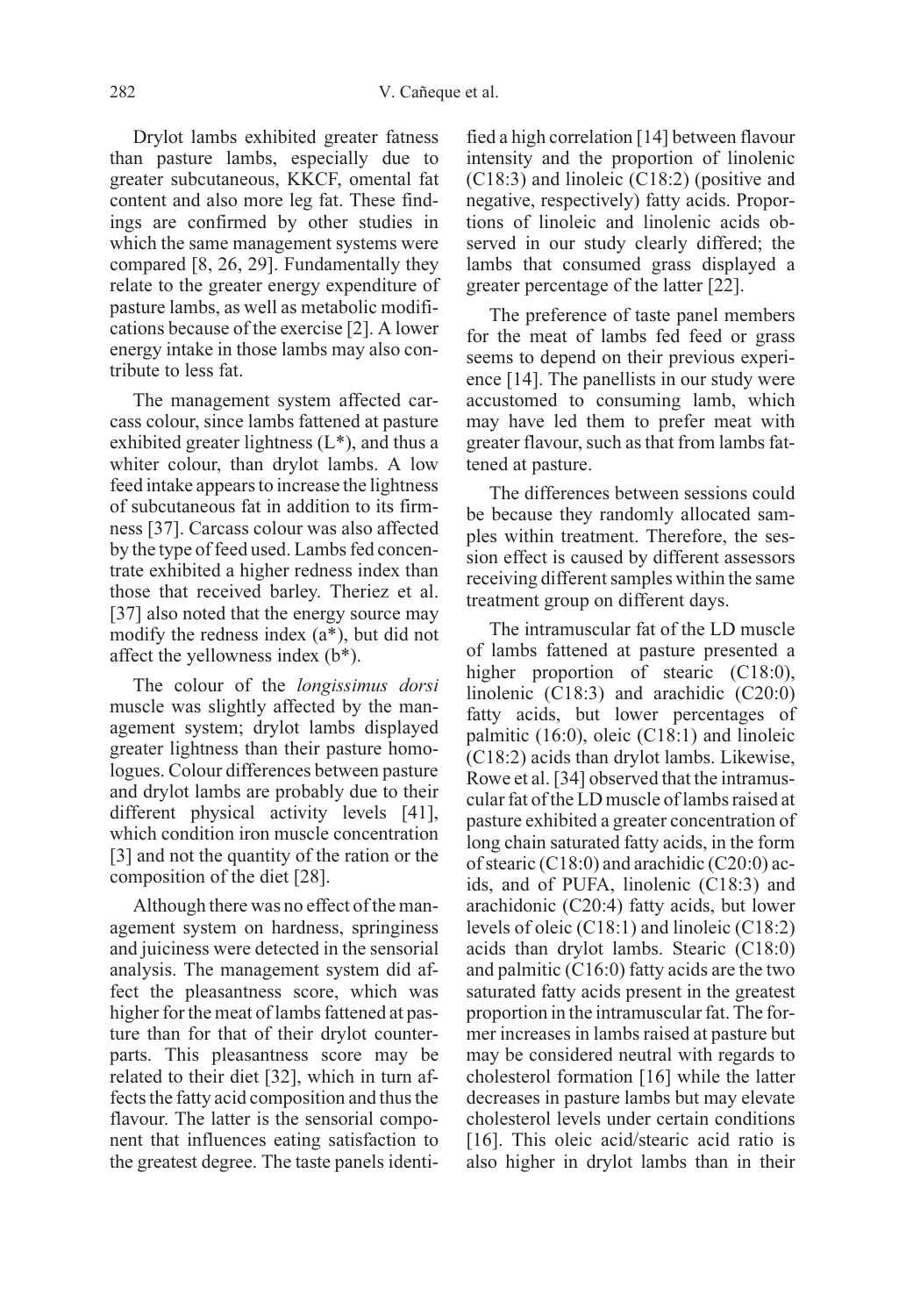Drylot lambs exhibited greater fatness than pasture lambs, especially due to greater subcutaneous, KKCF, omental fat content and also more leg fat. These findings are confirmed by other studies in which the same management systems were compared [8, 26, 29]. Fundamentally they relate to the greater energy expenditure of pasture lambs, as well as metabolic modifications because of the exercise [2]. A lower energy intake in those lambs may also contribute to less fat.

The management system affected carcass colour, since lambs fattened at pasture exhibited greater lightness (L*), and thus a whiter colour, than drylot lambs. A low feed intake appears to increase the lightness of subcutaneous fat in addition to its firmness [37]. Carcass colour was also affected by the type of feed used. Lambs fed concentrate exhibited a higher redness index than those that received barley. Theriez et al. [37] also noted that the energy source may modify the redness index (a*), but did not affect the yellowness index (b*).

The colour of the *longissimus dorsi* muscle was slightly affected by the management system; drylot lambs displayed greater lightness than their pasture homologues. Colour differences between pasture and drylot lambs are probably due to their different physical activity levels [41], which condition iron muscle concentration [3] and not the quantity of the ration or the composition of the diet [28].

Although there was no effect of the management system on hardness, springiness and juiciness were detected in the sensorial analysis. The management system did affect the pleasantness score, which was higher for the meat of lambs fattened at pasture than for that of their drylot counterparts. This pleasantness score may be related to their diet [32], which in turn affects the fatty acid composition and thus the flavour. The latter is the sensorial component that influences eating satisfaction to the greatest degree. The taste panels identified a high correlation [14] between flavour intensity and the proportion of linolenic (C18:3) and linoleic (C18:2) (positive and negative, respectively) fatty acids. Proportions of linoleic and linolenic acids observed in our study clearly differed; the lambs that consumed grass displayed a greater percentage of the latter [22].

The preference of taste panel members for the meat of lambs fed feed or grass seems to depend on their previous experience [14]. The panellists in our study were accustomed to consuming lamb, which may have led them to prefer meat with greater flavour, such as that from lambs fattened at pasture.

The differences between sessions could be because they randomly allocated samples within treatment. Therefore, the session effect is caused by different assessors receiving different samples within the same treatment group on different days.

The intramuscular fat of the LD muscle of lambs fattened at pasture presented a higher proportion of stearic (C18:0), linolenic (C18:3) and arachidic (C20:0) fatty acids, but lower percentages of palmitic (16:0), oleic (C18:1) and linoleic (C18:2) acids than drylot lambs. Likewise, Rowe et al. [34] observed that the intramuscular fat of the LD muscle of lambs raised at pasture exhibited a greater concentration of long chain saturated fatty acids, in the form of stearic (C18:0) and arachidic (C20:0) acids, and of PUFA, linolenic (C18:3) and arachidonic (C20:4) fatty acids, but lower levels of oleic (C18:1) and linoleic (C18:2) acids than drylot lambs. Stearic (C18:0) and palmitic (C16:0) fatty acids are the two saturated fatty acids present in the greatest proportion in the intramuscular fat. The former increases in lambs raised at pasture but may be considered neutral with regards to cholesterol formation [16] while the latter decreases in pasture lambs but may elevate cholesterol levels under certain conditions [16]. This oleic acid/stearic acid ratio is also higher in drylot lambs than in their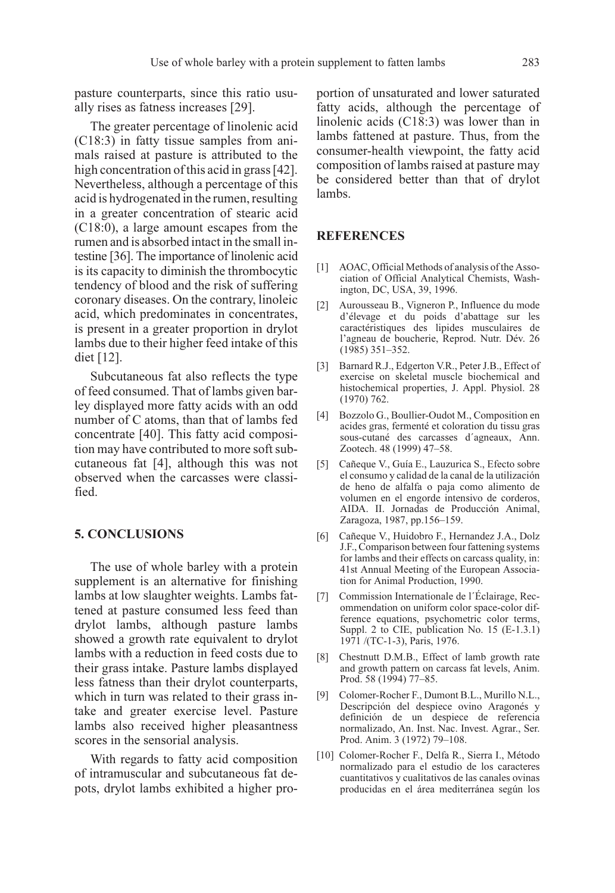pasture counterparts, since this ratio usually rises as fatness increases [29].

The greater percentage of linolenic acid (C18:3) in fatty tissue samples from animals raised at pasture is attributed to the high concentration of this acid in grass [42]. Nevertheless, although a percentage of this acid is hydrogenated in the rumen, resulting in a greater concentration of stearic acid (C18:0), a large amount escapes from the rumen and is absorbed intact in the small intestine [36]. The importance of linolenic acid is its capacity to diminish the thrombocytic tendency of blood and the risk of suffering coronary diseases. On the contrary, linoleic acid, which predominates in concentrates, is present in a greater proportion in drylot lambs due to their higher feed intake of this diet [12].

Subcutaneous fat also reflects the type of feed consumed. That of lambs given barley displayed more fatty acids with an odd number of C atoms, than that of lambs fed concentrate [40]. This fatty acid composition may have contributed to more soft subcutaneous fat [4], although this was not observed when the carcasses were classified.

## 5. CONCLUSIONS

The use of whole barley with a protein supplement is an alternative for finishing lambs at low slaughter weights. Lambs fattened at pasture consumed less feed than drylot lambs, although pasture lambs showed a growth rate equivalent to drylot lambs with a reduction in feed costs due to their grass intake. Pasture lambs displayed less fatness than their drylot counterparts, which in turn was related to their grass intake and greater exercise level. Pasture lambs also received higher pleasantness scores in the sensorial analysis.

With regards to fatty acid composition of intramuscular and subcutaneous fat depots, drylot lambs exhibited a higher proportion of unsaturated and lower saturated fatty acids, although the percentage of linolenic acids (C18:3) was lower than in lambs fattened at pasture. Thus, from the consumer-health viewpoint, the fatty acid composition of lambs raised at pasture may be considered better than that of drylot lambs.

## REFERENCES

[1] AOAC, Official Methods of analysis of the Association of Official Analytical Chemists, Washington, DC, USA, 39, 1996.

[2] Aurousseau B., Vigneron P., Influence du mode d'élevage et du poids d'abattage sur les caractéristiques des lipides musculaires de l'agneau de boucherie, Reprod. Nutr. Dév. 26 (1985) 351–352.

[3] Barnard R.J., Edgerton V.R., Peter J.B., Effect of exercise on skeletal muscle biochemical and histochemical properties, J. Appl. Physiol. 28 (1970) 762.

[4] Bozzolo G., Boullier-Oudot M., Composition en acides gras, fermenté et coloration du tissu gras sous-cutané des carcasses d´agneaux, Ann. Zootech. 48 (1999) 47–58.

[5] Cañeque V., Guía E., Lauzurica S., Efecto sobre el consumo y calidad de la canal de la utilización de heno de alfalfa o paja como alimento de volumen en el engorde intensivo de corderos, AIDA. II. Jornadas de Producción Animal, Zaragoza, 1987, pp.156–159.

[6] Cañeque V., Huidobro F., Hernandez J.A., Dolz J.F., Comparison between four fattening systems for lambs and their effects on carcass quality, in: 41st Annual Meeting of the European Association for Animal Production, 1990.

[7] Commission Internationale de l´Éclairage, Recommendation on uniform color space-color difference equations, psychometric color terms, Suppl. 2 to CIE, publication No. 15 (E-1.3.1) 1971 /(TC-1-3), Paris, 1976.

[8] Chestnutt D.M.B., Effect of lamb growth rate and growth pattern on carcass fat levels, Anim. Prod. 58 (1994) 77–85.

[9] Colomer-Rocher F., Dumont B.L., Murillo N.L., Descripción del despiece ovino Aragonés y definición de un despiece de referencia normalizado, An. Inst. Nac. Invest. Agrar., Ser. Prod. Anim. 3 (1972) 79–108.

[10] Colomer-Rocher F., Delfa R., Sierra I., Método normalizado para el estudio de los caracteres cuantitativos y cualitativos de las canales ovinas producidas en el área mediterránea según los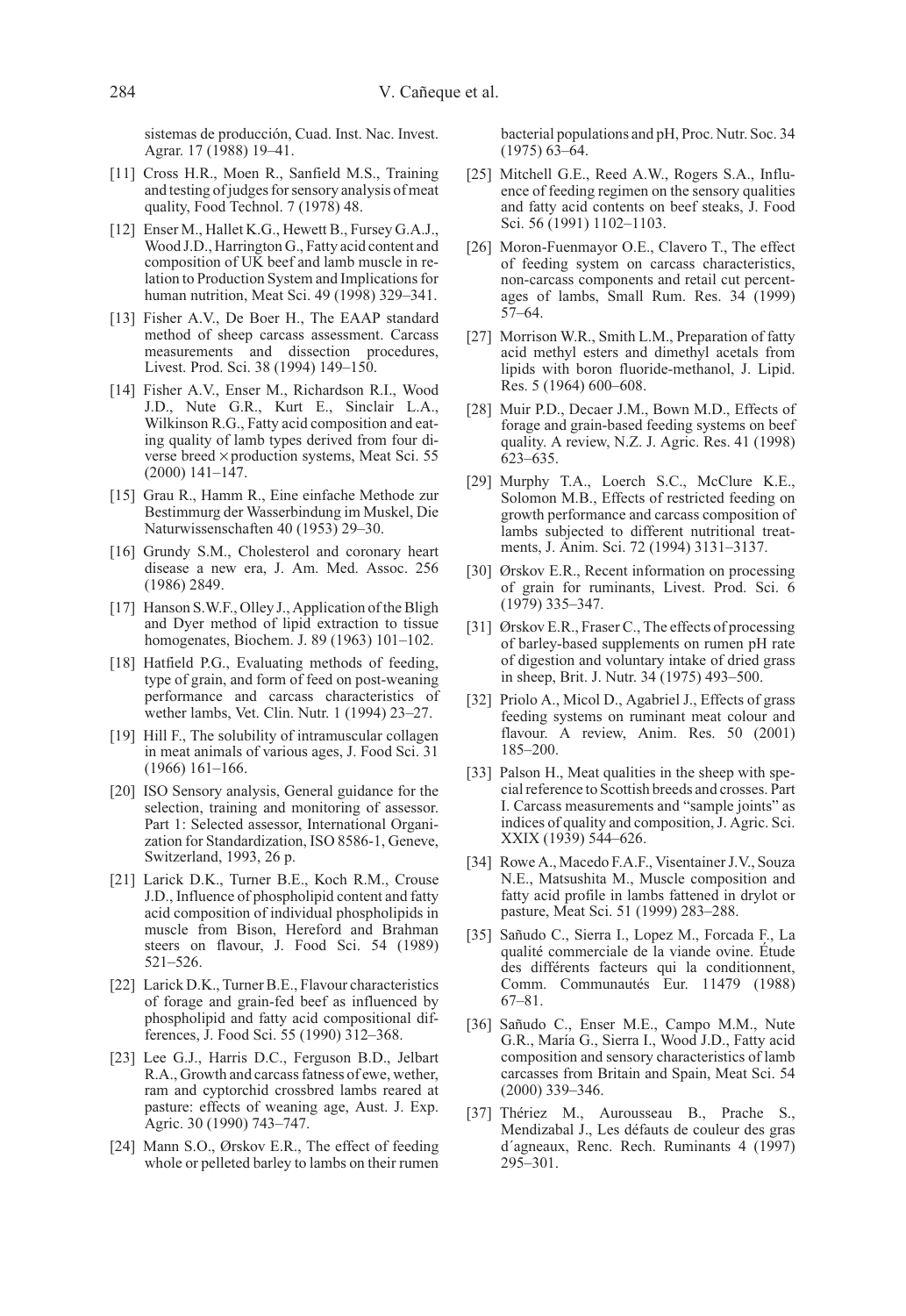sistemas de producción, Cuad. Inst. Nac. Invest. Agrar. 17 (1988) 19–41.

[11] Cross H.R., Moen R., Sanfield M.S., Training and testing of judges for sensory analysis of meat quality, Food Technol. 7 (1978) 48.

[12] Enser M., Hallet K.G., Hewett B., Fursey G.A.J., Wood J.D., Harrington G., Fatty acid content and composition of UK beef and lamb muscle in relation to Production System and Implications for human nutrition, Meat Sci. 49 (1998) 329–341.

[13] Fisher A.V., De Boer H., The EAAP standard method of sheep carcass assessment. Carcass measurements and dissection procedures, Livest. Prod. Sci. 38 (1994) 149–150.

[14] Fisher A.V., Enser M., Richardson R.I., Wood J.D., Nute G.R., Kurt E., Sinclair L.A., Wilkinson R.G., Fatty acid composition and eating quality of lamb types derived from four diverse breed × production systems, Meat Sci. 55 (2000) 141–147.

[15] Grau R., Hamm R., Eine einfache Methode zur Bestimmurg der Wasserbindung im Muskel, Die Naturwissenschaften 40 (1953) 29–30.

[16] Grundy S.M., Cholesterol and coronary heart disease a new era, J. Am. Med. Assoc. 256 (1986) 2849.

[17] Hanson S.W.F., Olley J., Application of the Bligh and Dyer method of lipid extraction to tissue homogenates, Biochem. J. 89 (1963) 101–102.

[18] Hatfield P.G., Evaluating methods of feeding, type of grain, and form of feed on post-weaning performance and carcass characteristics of wether lambs, Vet. Clin. Nutr. 1 (1994) 23–27.

[19] Hill F., The solubility of intramuscular collagen in meat animals of various ages, J. Food Sci. 31 (1966) 161–166.

[20] ISO Sensory analysis, General guidance for the selection, training and monitoring of assessor. Part 1: Selected assessor, International Organization for Standardization, ISO 8586-1, Geneve, Switzerland, 1993, 26 p.

[21] Larick D.K., Turner B.E., Koch R.M., Crouse J.D., Influence of phospholipid content and fatty acid composition of individual phospholipids in muscle from Bison, Hereford and Brahman steers on flavour, J. Food Sci. 54 (1989) 521–526.

[22] Larick D.K., Turner B.E., Flavour characteristics of forage and grain-fed beef as influenced by phospholipid and fatty acid compositional differences, J. Food Sci. 55 (1990) 312–368.

[23] Lee G.J., Harris D.C., Ferguson B.D., Jelbart R.A., Growth and carcass fatness of ewe, wether, ram and cyptorchid crossbred lambs reared at pasture: effects of weaning age, Aust. J. Exp. Agric. 30 (1990) 743–747.

[24] Mann S.O., Ørskov E.R., The effect of feeding whole or pelleted barley to lambs on their rumen bacterial populations and pH, Proc. Nutr. Soc. 34 (1975) 63–64.

[25] Mitchell G.E., Reed A.W., Rogers S.A., Influence of feeding regimen on the sensory qualities and fatty acid contents on beef steaks, J. Food Sci. 56 (1991) 1102–1103.

[26] Moron-Fuenmayor O.E., Clavero T., The effect of feeding system on carcass characteristics, non-carcass components and retail cut percentages of lambs, Small Rum. Res. 34 (1999) 57–64.

[27] Morrison W.R., Smith L.M., Preparation of fatty acid methyl esters and dimethyl acetals from lipids with boron fluoride-methanol, J. Lipid. Res. 5 (1964) 600–608.

[28] Muir P.D., Decaer J.M., Bown M.D., Effects of forage and grain-based feeding systems on beef quality. A review, N.Z. J. Agric. Res. 41 (1998) 623–635.

[29] Murphy T.A., Loerch S.C., McClure K.E., Solomon M.B., Effects of restricted feeding on growth performance and carcass composition of lambs subjected to different nutritional treatments, J. Anim. Sci. 72 (1994) 3131–3137.

[30] Ørskov E.R., Recent information on processing of grain for ruminants, Livest. Prod. Sci. 6 (1979) 335–347.

[31] Ørskov E.R., Fraser C., The effects of processing of barley-based supplements on rumen pH rate of digestion and voluntary intake of dried grass in sheep, Brit. J. Nutr. 34 (1975) 493–500.

[32] Priolo A., Micol D., Agabriel J., Effects of grass feeding systems on ruminant meat colour and flavour. A review, Anim. Res. 50 (2001) 185–200.

[33] Palson H., Meat qualities in the sheep with special reference to Scottish breeds and crosses. Part I. Carcass measurements and "sample joints" as indices of quality and composition, J. Agric. Sci. XXIX (1939) 544–626.

[34] Rowe A., Macedo F.A.F., Visentainer J.V., Souza N.E., Matsushita M., Muscle composition and fatty acid profile in lambs fattened in drylot or pasture, Meat Sci. 51 (1999) 283–288.

[35] Sañudo C., Sierra I., Lopez M., Forcada F., La qualité commerciale de la viande ovine. Étude des différents facteurs qui la conditionnent, Comm. Communautés Eur. 11479 (1988) 67–81.

[36] Sañudo C., Enser M.E., Campo M.M., Nute G.R., María G., Sierra I., Wood J.D., Fatty acid composition and sensory characteristics of lamb carcasses from Britain and Spain, Meat Sci. 54 (2000) 339–346.

[37] Thériez M., Aurousseau B., Prache S., Mendizabal J., Les défauts de couleur des gras d´agneaux, Renc. Rech. Ruminants 4 (1997) 295–301.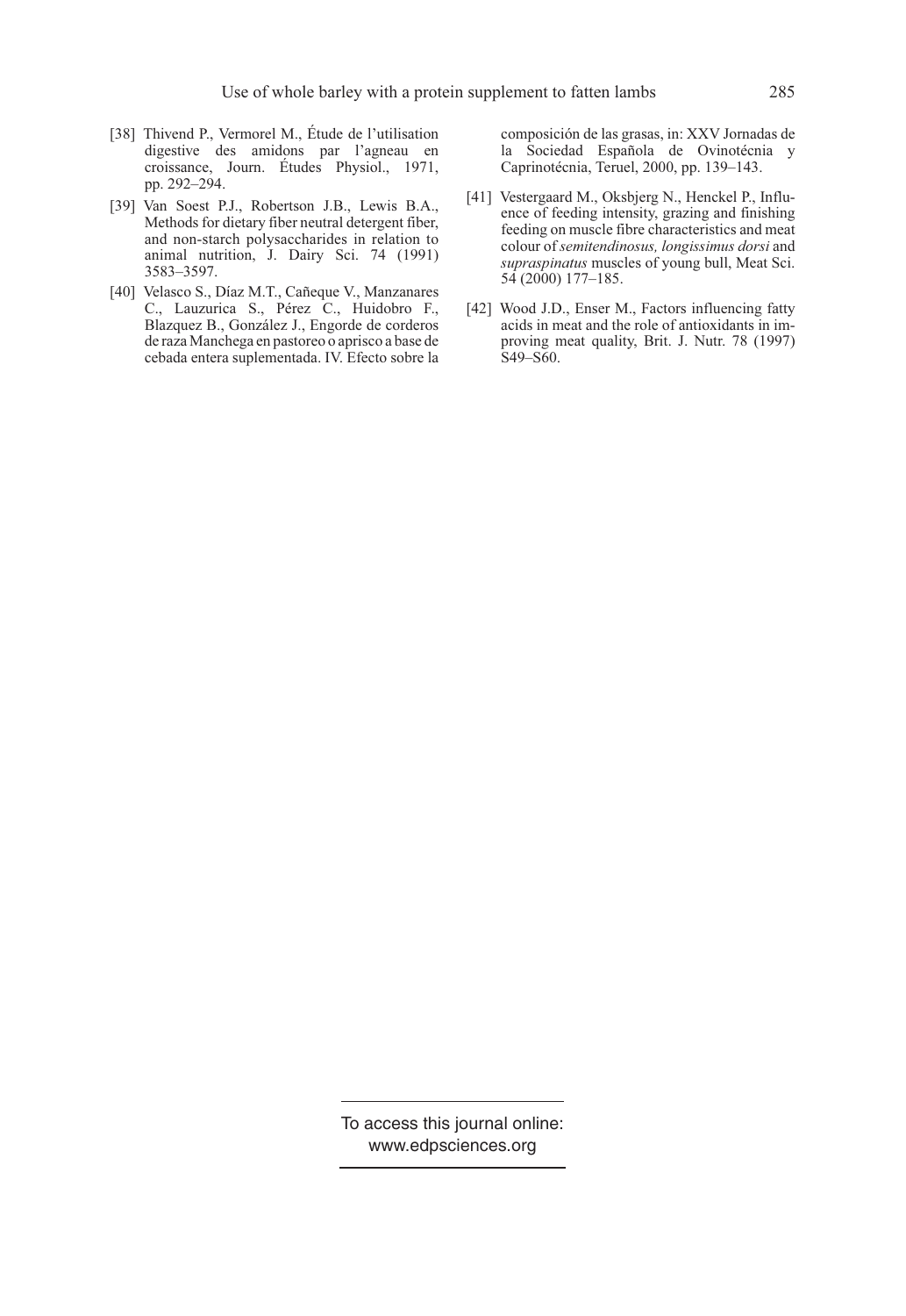[38] Thivend P., Vermorel M., Étude de l'utilisation digestive des amidons par l'agneau en croissance, Journ. Études Physiol., 1971, pp. 292–294.

[39] Van Soest P.J., Robertson J.B., Lewis B.A., Methods for dietary fiber neutral detergent fiber, and non-starch polysaccharides in relation to animal nutrition, J. Dairy Sci. 74 (1991) 3583–3597.

[40] Velasco S., Díaz M.T., Cañeque V., Manzanares C., Lauzurica S., Pérez C., Huidobro F., Blazquez B., González J., Engorde de corderos de raza Manchega en pastoreo o aprisco a base de cebada entera suplementada. IV. Efecto sobre la composición de las grasas, in: XXV Jornadas de la Sociedad Española de Ovinotécnia y Caprinotécnia, Teruel, 2000, pp. 139–143.

[41] Vestergaard M., Oksbjerg N., Henckel P., Influence of feeding intensity, grazing and finishing feeding on muscle fibre characteristics and meat colour of *semitendinosus, longissimus dorsi* and *supraspinatus* muscles of young bull, Meat Sci. 54 (2000) 177–185.

[42] Wood J.D., Enser M., Factors influencing fatty acids in meat and the role of antioxidants in improving meat quality, Brit. J. Nutr. 78 (1997) S49–S60.

To access this journal online:
www.edpsciences.org